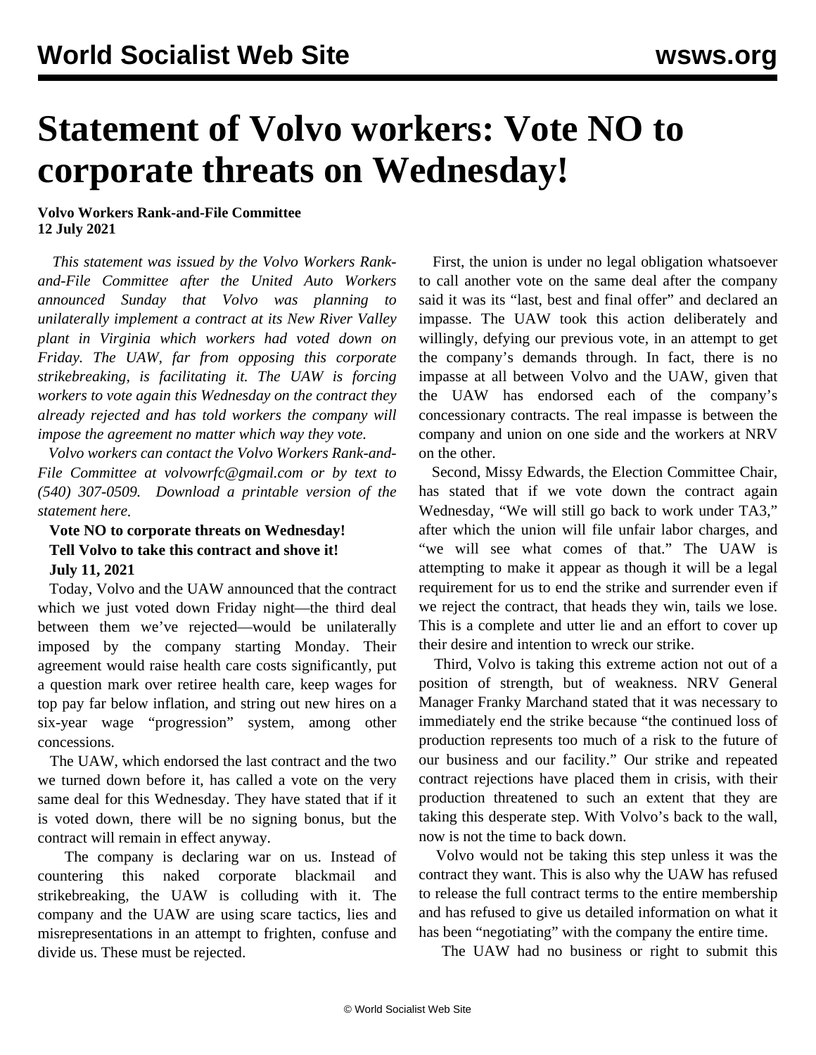# Statement of Volvo workers: Vote NO to corporate threats on Wednesday!

**Volvo Workers Rank-and-File Committee**
**12 July 2021**

*This statement was issued by the Volvo Workers Rank-and-File Committee after the United Auto Workers announced Sunday that Volvo was planning to unilaterally implement a contract at its New River Valley plant in Virginia which workers had voted down on Friday. The UAW, far from opposing this corporate strikebreaking, is facilitating it. The UAW is forcing workers to vote again this Wednesday on the contract they already rejected and has told workers the company will impose the agreement no matter which way they vote.*

*Volvo workers can contact the Volvo Workers Rank-and-File Committee at volvowrfc@gmail.com or by text to (540) 307-0509. Download a printable version of the statement here.*

**Vote NO to corporate threats on Wednesday!**
**Tell Volvo to take this contract and shove it!**
**July 11, 2021**

Today, Volvo and the UAW announced that the contract which we just voted down Friday night—the third deal between them we've rejected—would be unilaterally imposed by the company starting Monday. Their agreement would raise health care costs significantly, put a question mark over retiree health care, keep wages for top pay far below inflation, and string out new hires on a six-year wage "progression" system, among other concessions.

The UAW, which endorsed the last contract and the two we turned down before it, has called a vote on the very same deal for this Wednesday. They have stated that if it is voted down, there will be no signing bonus, but the contract will remain in effect anyway.

The company is declaring war on us. Instead of countering this naked corporate blackmail and strikebreaking, the UAW is colluding with it. The company and the UAW are using scare tactics, lies and misrepresentations in an attempt to frighten, confuse and divide us. These must be rejected.

First, the union is under no legal obligation whatsoever to call another vote on the same deal after the company said it was its "last, best and final offer" and declared an impasse. The UAW took this action deliberately and willingly, defying our previous vote, in an attempt to get the company's demands through. In fact, there is no impasse at all between Volvo and the UAW, given that the UAW has endorsed each of the company's concessionary contracts. The real impasse is between the company and union on one side and the workers at NRV on the other.

Second, Missy Edwards, the Election Committee Chair, has stated that if we vote down the contract again Wednesday, "We will still go back to work under TA3," after which the union will file unfair labor charges, and "we will see what comes of that." The UAW is attempting to make it appear as though it will be a legal requirement for us to end the strike and surrender even if we reject the contract, that heads they win, tails we lose. This is a complete and utter lie and an effort to cover up their desire and intention to wreck our strike.

Third, Volvo is taking this extreme action not out of a position of strength, but of weakness. NRV General Manager Franky Marchand stated that it was necessary to immediately end the strike because "the continued loss of production represents too much of a risk to the future of our business and our facility." Our strike and repeated contract rejections have placed them in crisis, with their production threatened to such an extent that they are taking this desperate step. With Volvo's back to the wall, now is not the time to back down.

Volvo would not be taking this step unless it was the contract they want. This is also why the UAW has refused to release the full contract terms to the entire membership and has refused to give us detailed information on what it has been "negotiating" with the company the entire time.

The UAW had no business or right to submit this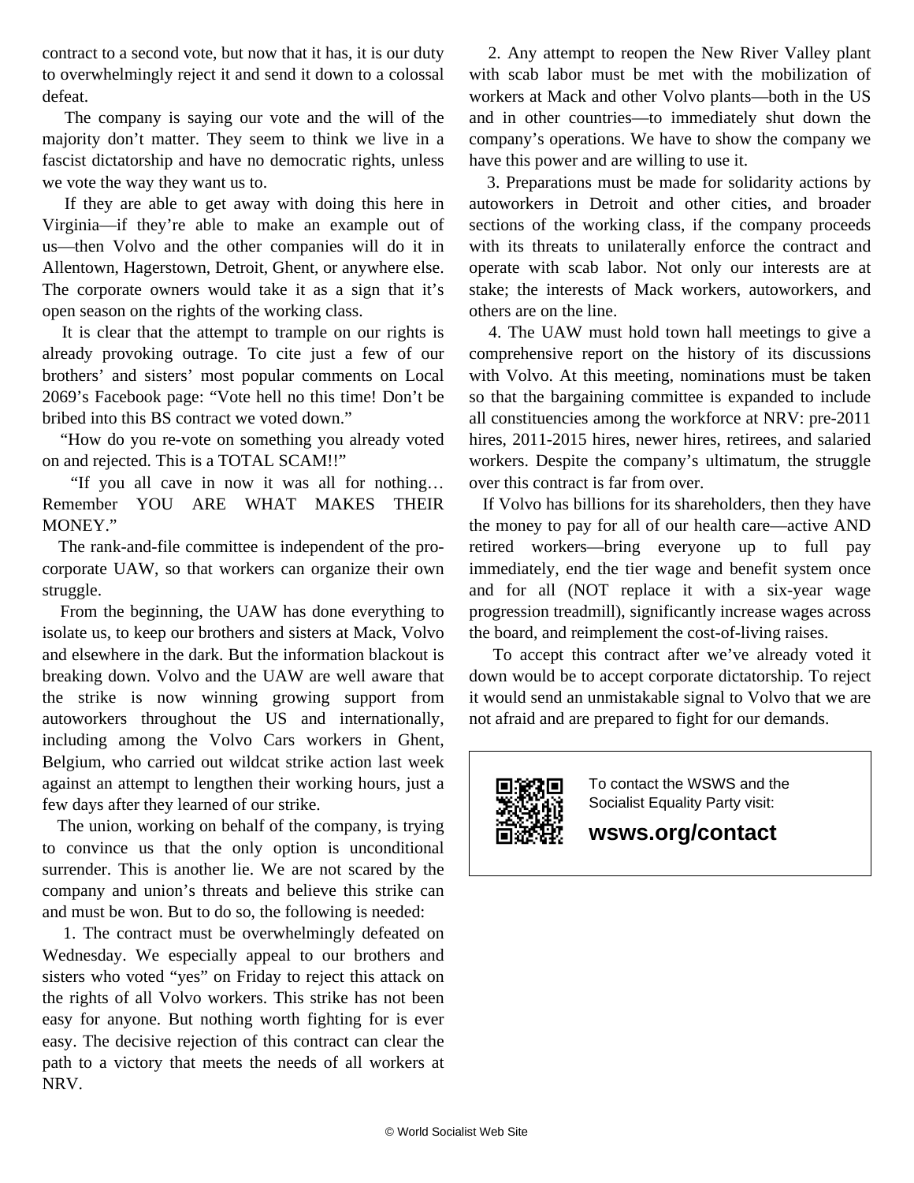contract to a second vote, but now that it has, it is our duty to overwhelmingly reject it and send it down to a colossal defeat.

The company is saying our vote and the will of the majority don't matter. They seem to think we live in a fascist dictatorship and have no democratic rights, unless we vote the way they want us to.

If they are able to get away with doing this here in Virginia—if they're able to make an example out of us—then Volvo and the other companies will do it in Allentown, Hagerstown, Detroit, Ghent, or anywhere else. The corporate owners would take it as a sign that it's open season on the rights of the working class.

It is clear that the attempt to trample on our rights is already provoking outrage. To cite just a few of our brothers' and sisters' most popular comments on Local 2069's Facebook page: "Vote hell no this time! Don't be bribed into this BS contract we voted down."

"How do you re-vote on something you already voted on and rejected. This is a TOTAL SCAM!!"

"If you all cave in now it was all for nothing… Remember YOU ARE WHAT MAKES THEIR MONEY."

The rank-and-file committee is independent of the pro-corporate UAW, so that workers can organize their own struggle.

From the beginning, the UAW has done everything to isolate us, to keep our brothers and sisters at Mack, Volvo and elsewhere in the dark. But the information blackout is breaking down. Volvo and the UAW are well aware that the strike is now winning growing support from autoworkers throughout the US and internationally, including among the Volvo Cars workers in Ghent, Belgium, who carried out wildcat strike action last week against an attempt to lengthen their working hours, just a few days after they learned of our strike.

The union, working on behalf of the company, is trying to convince us that the only option is unconditional surrender. This is another lie. We are not scared by the company and union's threats and believe this strike can and must be won. But to do so, the following is needed:

1. The contract must be overwhelmingly defeated on Wednesday. We especially appeal to our brothers and sisters who voted "yes" on Friday to reject this attack on the rights of all Volvo workers. This strike has not been easy for anyone. But nothing worth fighting for is ever easy. The decisive rejection of this contract can clear the path to a victory that meets the needs of all workers at NRV.

2. Any attempt to reopen the New River Valley plant with scab labor must be met with the mobilization of workers at Mack and other Volvo plants—both in the US and in other countries—to immediately shut down the company's operations. We have to show the company we have this power and are willing to use it.

3. Preparations must be made for solidarity actions by autoworkers in Detroit and other cities, and broader sections of the working class, if the company proceeds with its threats to unilaterally enforce the contract and operate with scab labor. Not only our interests are at stake; the interests of Mack workers, autoworkers, and others are on the line.

4. The UAW must hold town hall meetings to give a comprehensive report on the history of its discussions with Volvo. At this meeting, nominations must be taken so that the bargaining committee is expanded to include all constituencies among the workforce at NRV: pre-2011 hires, 2011-2015 hires, newer hires, retirees, and salaried workers. Despite the company's ultimatum, the struggle over this contract is far from over.

If Volvo has billions for its shareholders, then they have the money to pay for all of our health care—active AND retired workers—bring everyone up to full pay immediately, end the tier wage and benefit system once and for all (NOT replace it with a six-year wage progression treadmill), significantly increase wages across the board, and reimplement the cost-of-living raises.

To accept this contract after we've already voted it down would be to accept corporate dictatorship. To reject it would send an unmistakable signal to Volvo that we are not afraid and are prepared to fight for our demands.

To contact the WSWS and the Socialist Equality Party visit:

**wsws.org/contact**